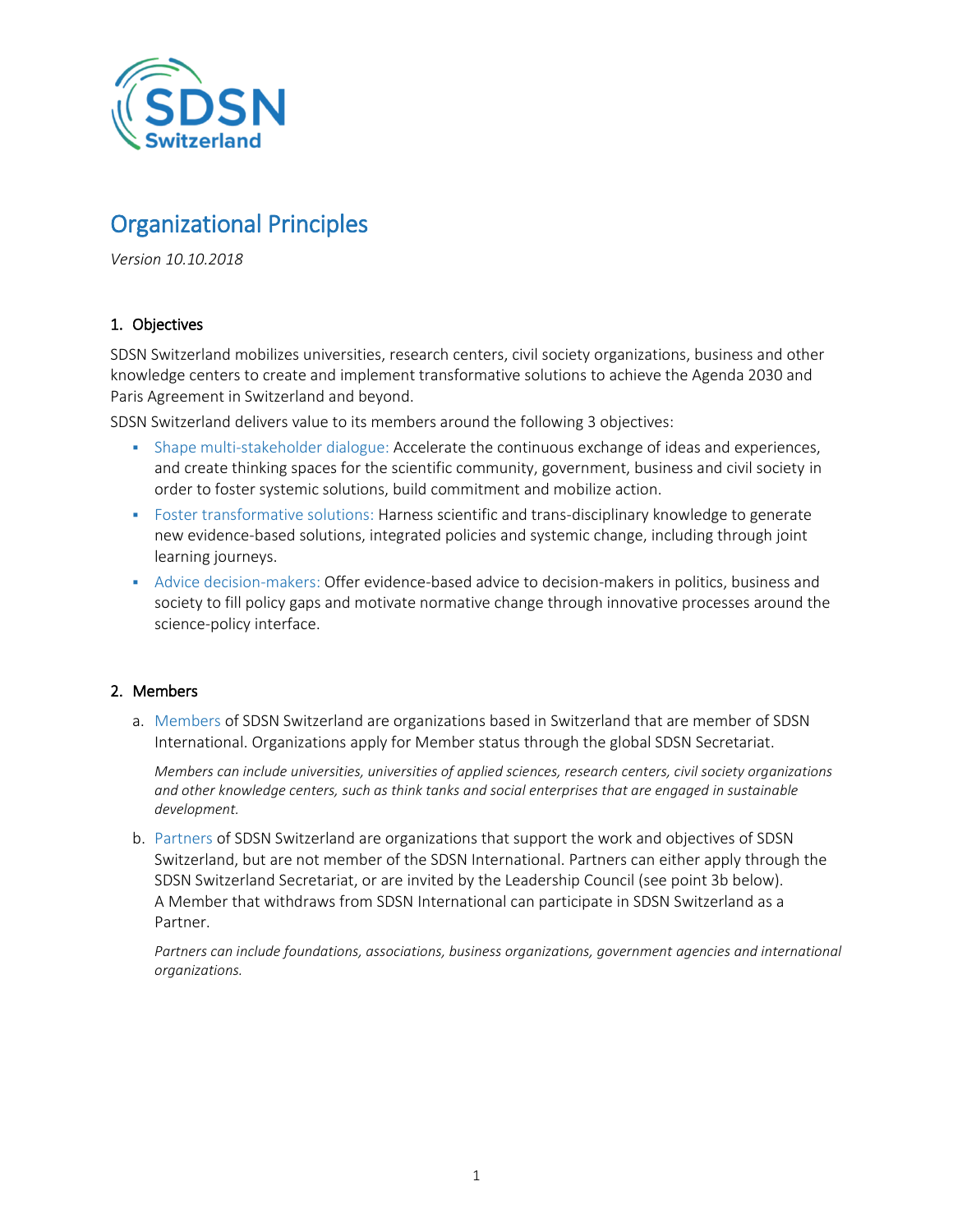SDSN Switzerland

# Organizational Principles

*Version 10.10.2018*

## 1. Objectives

SDSN Switzerland mobilizes universities, research centers, civil society organizations, business and other knowledge centers to create and implement transformative solutions to achieve the Agenda 2030 and Paris Agreement in Switzerland and beyond.

SDSN Switzerland delivers value to its members around the following 3 objectives:

- Shape multi-stakeholder dialogue: Accelerate the continuous exchange of ideas and experiences, and create thinking spaces for the scientific community, government, business and civil society in order to foster systemic solutions, build commitment and mobilize action.
- Foster transformative solutions: Harness scientific and trans-disciplinary knowledge to generate new evidence-based solutions, integrated policies and systemic change, including through joint learning journeys.
- Advice decision-makers: Offer evidence-based advice to decision-makers in politics, business and society to fill policy gaps and motivate normative change through innovative processes around the science-policy interface.

## 2. Members

a. Members of SDSN Switzerland are organizations based in Switzerland that are member of SDSN International. Organizations apply for Member status through the global SDSN Secretariat.

   *Members can include universities, universities of applied sciences, research centers, civil society organizations and other knowledge centers, such as think tanks and social enterprises that are engaged in sustainable development.*

b. Partners of SDSN Switzerland are organizations that support the work and objectives of SDSN Switzerland, but are not member of the SDSN International. Partners can either apply through the SDSN Switzerland Secretariat, or are invited by the Leadership Council (see point 3b below). A Member that withdraws from SDSN International can participate in SDSN Switzerland as a Partner.

   *Partners can include foundations, associations, business organizations, government agencies and international organizations.*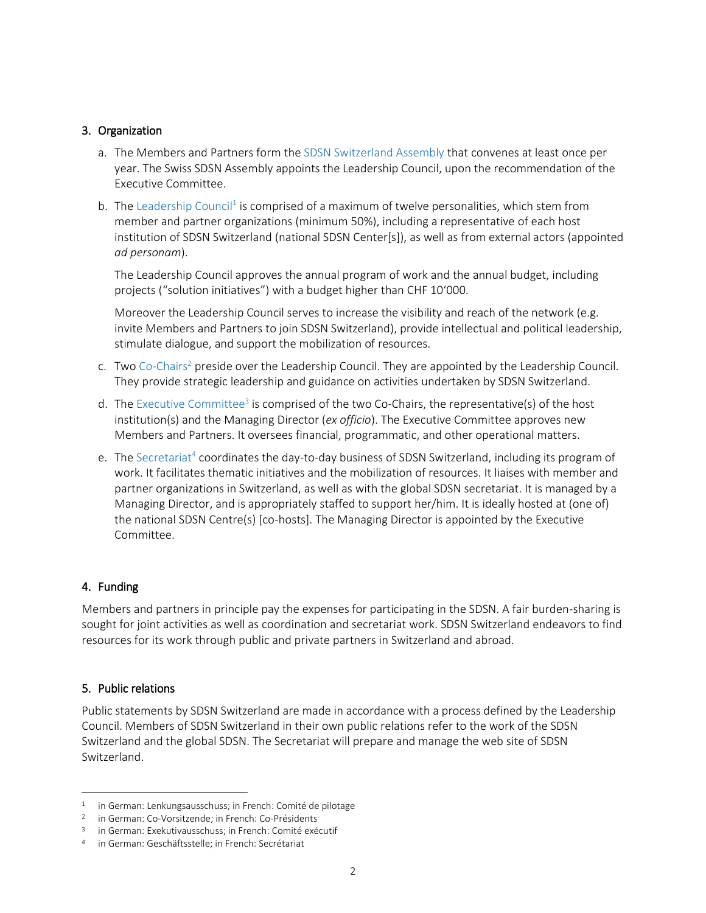## 3. Organization

a. The Members and Partners form the SDSN Switzerland Assembly that convenes at least once per year. The Swiss SDSN Assembly appoints the Leadership Council, upon the recommendation of the Executive Committee.

b. The Leadership Council[1] is comprised of a maximum of twelve personalities, which stem from member and partner organizations (minimum 50%), including a representative of each host institution of SDSN Switzerland (national SDSN Center[s]), as well as from external actors (appointed *ad personam*).

   The Leadership Council approves the annual program of work and the annual budget, including projects ("solution initiatives") with a budget higher than CHF 10'000.

   Moreover the Leadership Council serves to increase the visibility and reach of the network (e.g. invite Members and Partners to join SDSN Switzerland), provide intellectual and political leadership, stimulate dialogue, and support the mobilization of resources.

c. Two Co-Chairs[2] preside over the Leadership Council. They are appointed by the Leadership Council. They provide strategic leadership and guidance on activities undertaken by SDSN Switzerland.

d. The Executive Committee[3] is comprised of the two Co-Chairs, the representative(s) of the host institution(s) and the Managing Director (*ex officio*). The Executive Committee approves new Members and Partners. It oversees financial, programmatic, and other operational matters.

e. The Secretariat[4] coordinates the day-to-day business of SDSN Switzerland, including its program of work. It facilitates thematic initiatives and the mobilization of resources. It liaises with member and partner organizations in Switzerland, as well as with the global SDSN secretariat. It is managed by a Managing Director, and is appropriately staffed to support her/him. It is ideally hosted at (one of) the national SDSN Centre(s) [co-hosts]. The Managing Director is appointed by the Executive Committee.

## 4. Funding

Members and partners in principle pay the expenses for participating in the SDSN. A fair burden-sharing is sought for joint activities as well as coordination and secretariat work. SDSN Switzerland endeavors to find resources for its work through public and private partners in Switzerland and abroad.

## 5. Public relations

Public statements by SDSN Switzerland are made in accordance with a process defined by the Leadership Council. Members of SDSN Switzerland in their own public relations refer to the work of the SDSN Switzerland and the global SDSN. The Secretariat will prepare and manage the web site of SDSN Switzerland.

---

[1] in German: Lenkungsausschuss; in French: Comité de pilotage

[2] in German: Co-Vorsitzende; in French: Co-Présidents

[3] in German: Exekutivausschuss; in French: Comité exécutif

[4] in German: Geschäftsstelle; in French: Secrétariat